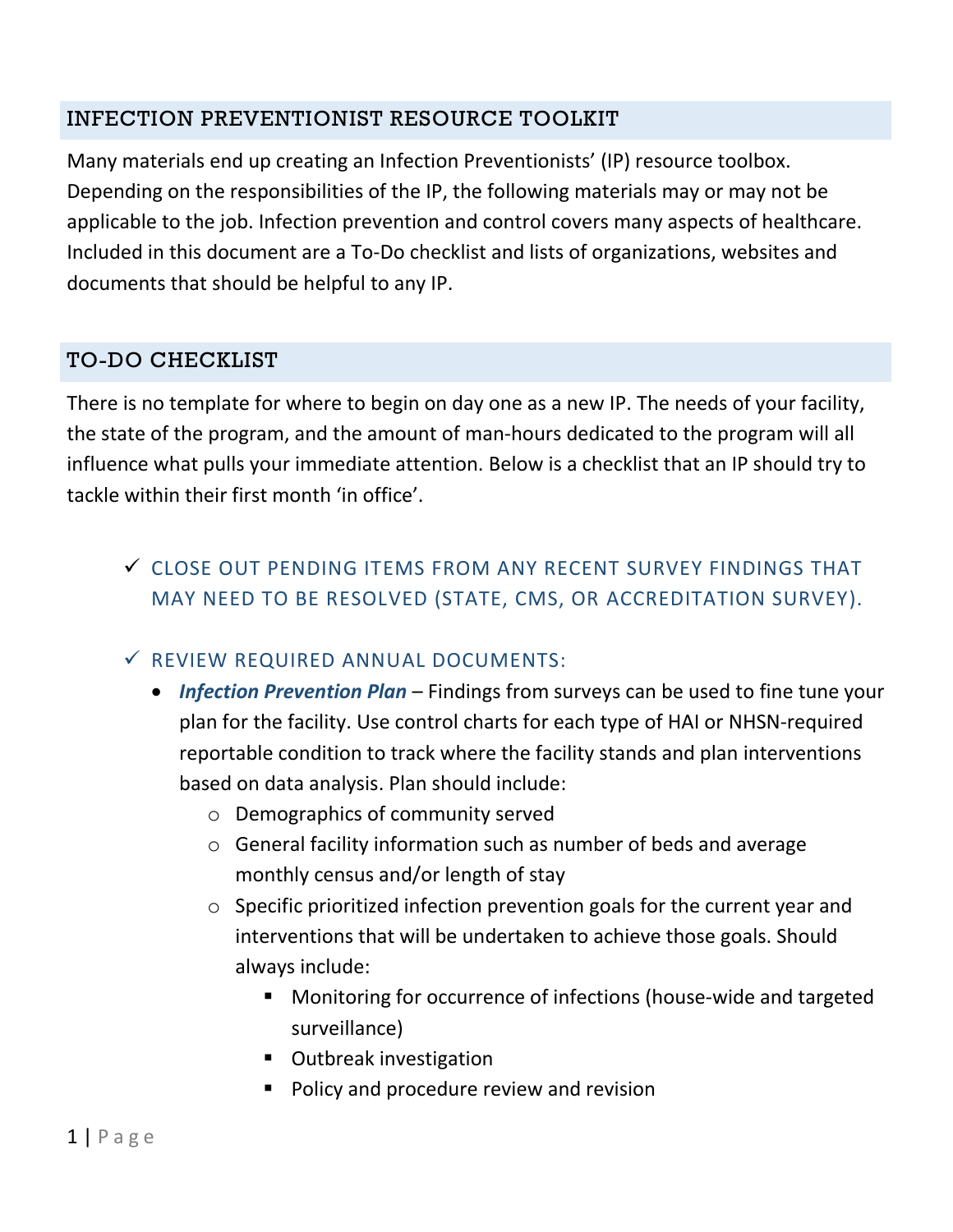## INFECTION PREVENTIONIST RESOURCE TOOLKIT

Many materials end up creating an Infection Preventionists' (IP) resource toolbox. Depending on the responsibilities of the IP, the following materials may or may not be applicable to the job. Infection prevention and control covers many aspects of healthcare. Included in this document are a To-Do checklist and lists of organizations, websites and documents that should be helpful to any IP.

## TO-DO CHECKLIST

There is no template for where to begin on day one as a new IP. The needs of your facility, the state of the program, and the amount of man-hours dedicated to the program will all influence what pulls your immediate attention. Below is a checklist that an IP should try to tackle within their first month 'in office'.

- ✓ CLOSE OUT PENDING ITEMS FROM ANY RECENT SURVEY FINDINGS THAT MAY NEED TO BE RESOLVED (STATE, CMS, OR ACCREDITATION SURVEY).

- ✓ REVIEW REQUIRED ANNUAL DOCUMENTS:
  - ***Infection Prevention Plan*** – Findings from surveys can be used to fine tune your plan for the facility. Use control charts for each type of HAI or NHSN-required reportable condition to track where the facility stands and plan interventions based on data analysis. Plan should include:
    - Demographics of community served
    - General facility information such as number of beds and average monthly census and/or length of stay
    - Specific prioritized infection prevention goals for the current year and interventions that will be undertaken to achieve those goals. Should always include:
      - Monitoring for occurrence of infections (house-wide and targeted surveillance)
      - Outbreak investigation
      - Policy and procedure review and revision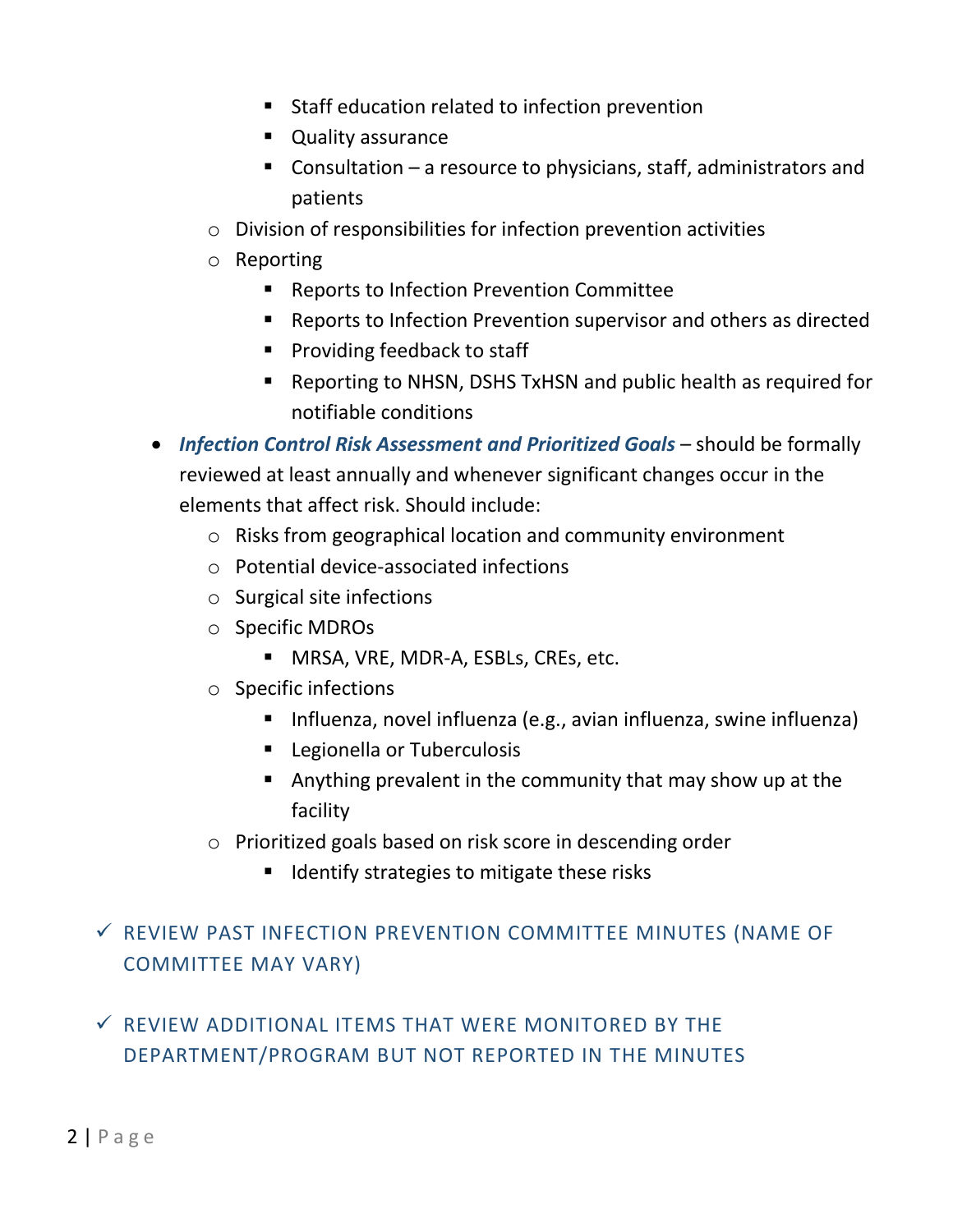- Staff education related to infection prevention
    - Quality assurance
    - Consultation – a resource to physicians, staff, administrators and patients
  - Division of responsibilities for infection prevention activities
  - Reporting
    - Reports to Infection Prevention Committee
    - Reports to Infection Prevention supervisor and others as directed
    - Providing feedback to staff
    - Reporting to NHSN, DSHS TxHSN and public health as required for notifiable conditions
- ***Infection Control Risk Assessment and Prioritized Goals*** – should be formally reviewed at least annually and whenever significant changes occur in the elements that affect risk. Should include:
  - Risks from geographical location and community environment
  - Potential device-associated infections
  - Surgical site infections
  - Specific MDROs
    - MRSA, VRE, MDR-A, ESBLs, CREs, etc.
  - Specific infections
    - Influenza, novel influenza (e.g., avian influenza, swine influenza)
    - Legionella or Tuberculosis
    - Anything prevalent in the community that may show up at the facility
  - Prioritized goals based on risk score in descending order
    - Identify strategies to mitigate these risks

✓ REVIEW PAST INFECTION PREVENTION COMMITTEE MINUTES (NAME OF COMMITTEE MAY VARY)

✓ REVIEW ADDITIONAL ITEMS THAT WERE MONITORED BY THE DEPARTMENT/PROGRAM BUT NOT REPORTED IN THE MINUTES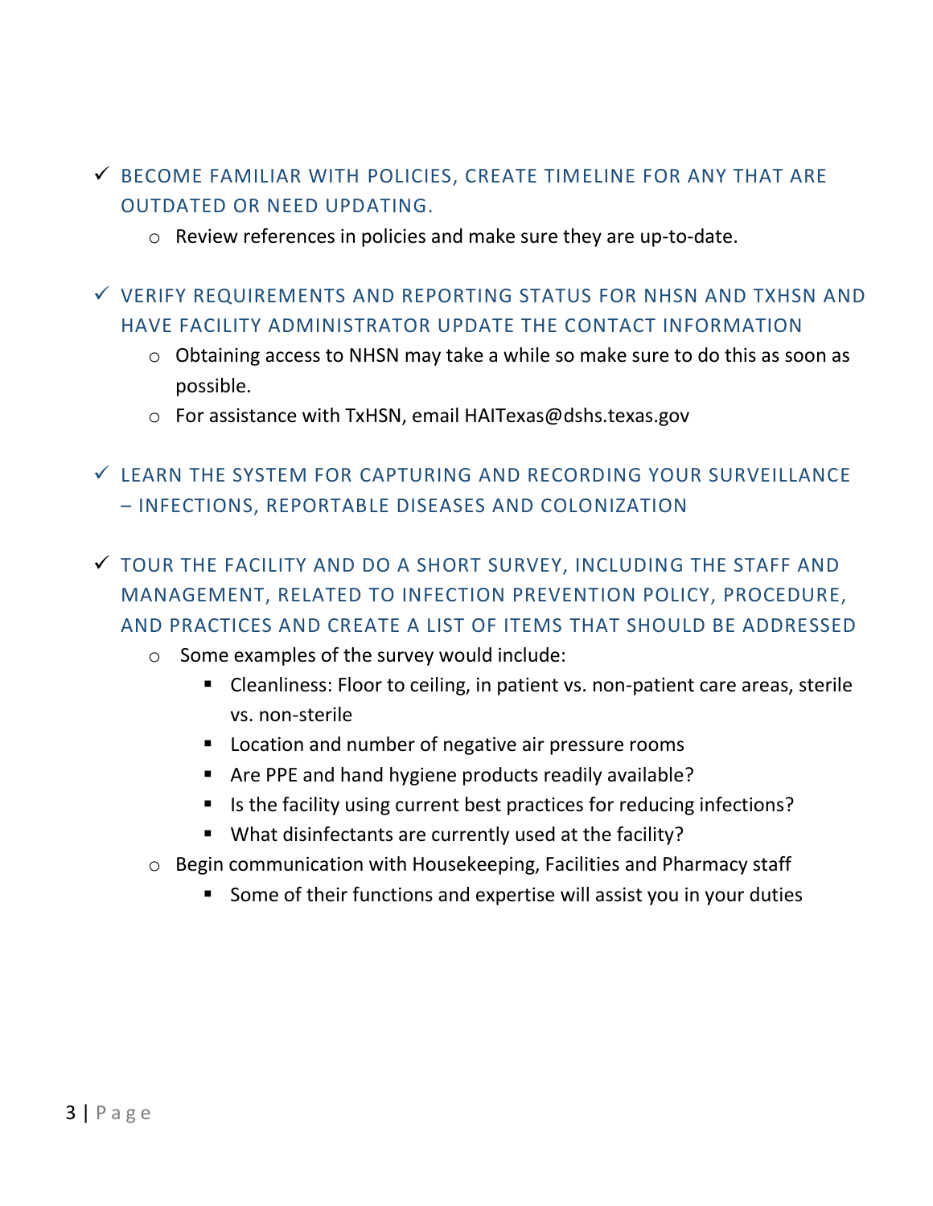- ✓ BECOME FAMILIAR WITH POLICIES, CREATE TIMELINE FOR ANY THAT ARE OUTDATED OR NEED UPDATING.
  - Review references in policies and make sure they are up-to-date.
- ✓ VERIFY REQUIREMENTS AND REPORTING STATUS FOR NHSN AND TXHSN AND HAVE FACILITY ADMINISTRATOR UPDATE THE CONTACT INFORMATION
  - Obtaining access to NHSN may take a while so make sure to do this as soon as possible.
  - For assistance with TxHSN, email HAITexas@dshs.texas.gov
- ✓ LEARN THE SYSTEM FOR CAPTURING AND RECORDING YOUR SURVEILLANCE – INFECTIONS, REPORTABLE DISEASES AND COLONIZATION
- ✓ TOUR THE FACILITY AND DO A SHORT SURVEY, INCLUDING THE STAFF AND MANAGEMENT, RELATED TO INFECTION PREVENTION POLICY, PROCEDURE, AND PRACTICES AND CREATE A LIST OF ITEMS THAT SHOULD BE ADDRESSED
  - Some examples of the survey would include:
    - Cleanliness: Floor to ceiling, in patient vs. non-patient care areas, sterile vs. non-sterile
    - Location and number of negative air pressure rooms
    - Are PPE and hand hygiene products readily available?
    - Is the facility using current best practices for reducing infections?
    - What disinfectants are currently used at the facility?
  - Begin communication with Housekeeping, Facilities and Pharmacy staff
    - Some of their functions and expertise will assist you in your duties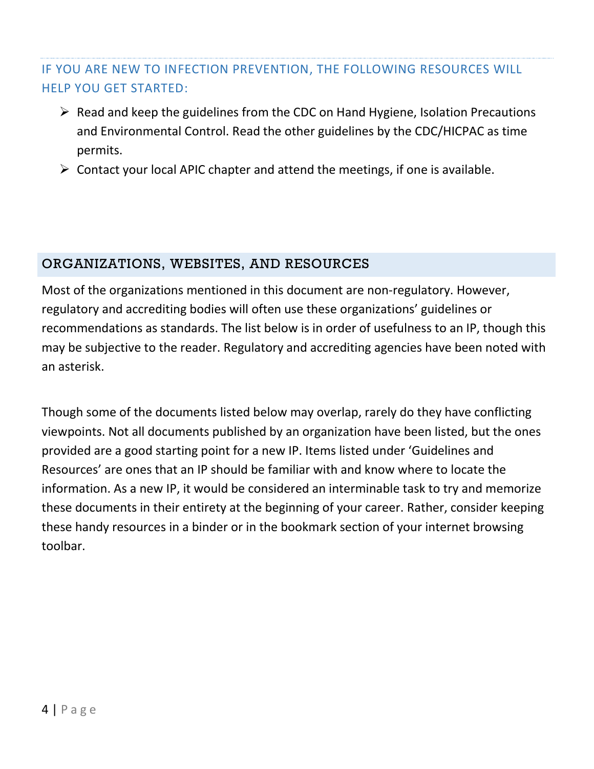### IF YOU ARE NEW TO INFECTION PREVENTION, THE FOLLOWING RESOURCES WILL HELP YOU GET STARTED:

- Read and keep the guidelines from the CDC on Hand Hygiene, Isolation Precautions and Environmental Control. Read the other guidelines by the CDC/HICPAC as time permits.
- Contact your local APIC chapter and attend the meetings, if one is available.

## ORGANIZATIONS, WEBSITES, AND RESOURCES

Most of the organizations mentioned in this document are non-regulatory. However, regulatory and accrediting bodies will often use these organizations' guidelines or recommendations as standards. The list below is in order of usefulness to an IP, though this may be subjective to the reader. Regulatory and accrediting agencies have been noted with an asterisk.

Though some of the documents listed below may overlap, rarely do they have conflicting viewpoints. Not all documents published by an organization have been listed, but the ones provided are a good starting point for a new IP. Items listed under 'Guidelines and Resources' are ones that an IP should be familiar with and know where to locate the information. As a new IP, it would be considered an interminable task to try and memorize these documents in their entirety at the beginning of your career. Rather, consider keeping these handy resources in a binder or in the bookmark section of your internet browsing toolbar.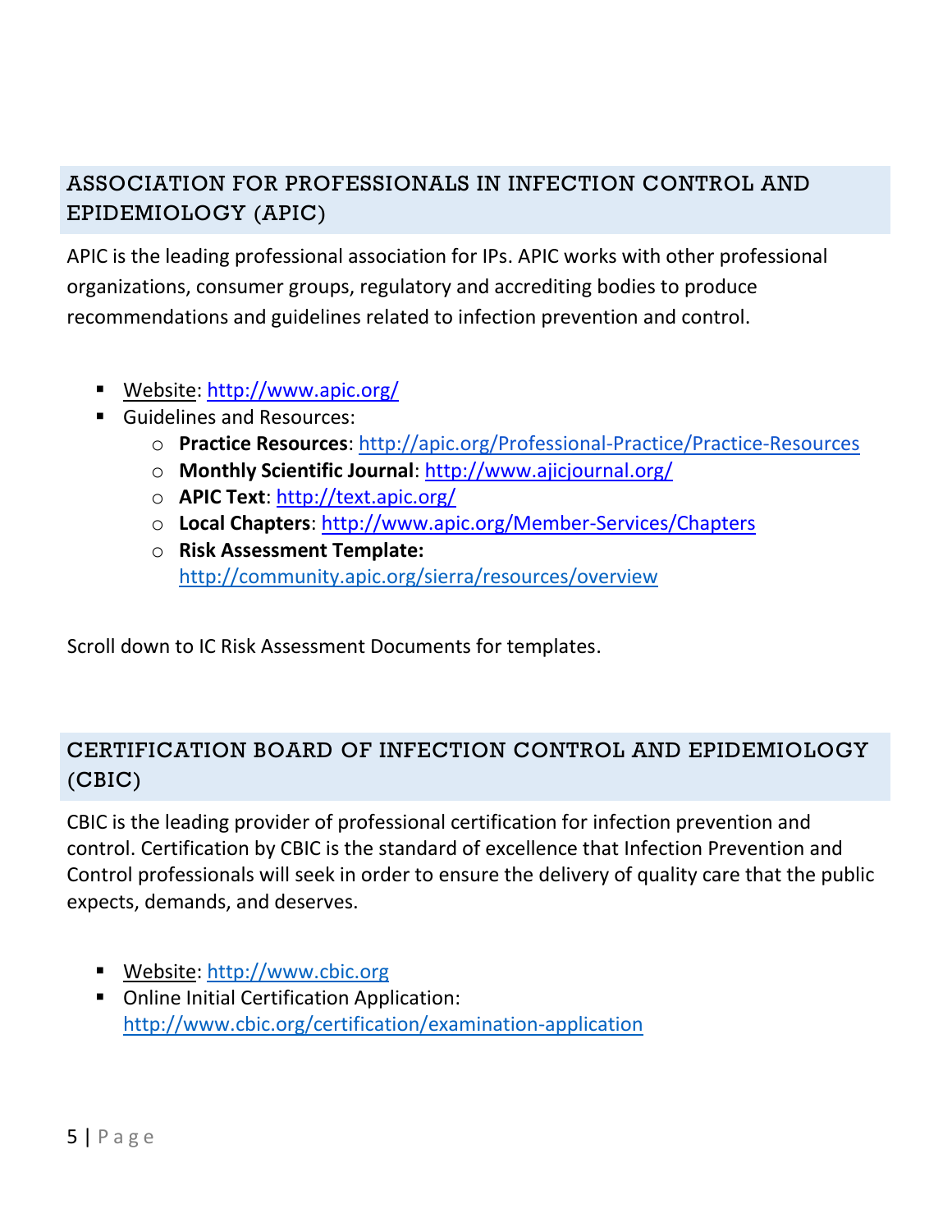## ASSOCIATION FOR PROFESSIONALS IN INFECTION CONTROL AND EPIDEMIOLOGY (APIC)

APIC is the leading professional association for IPs. APIC works with other professional organizations, consumer groups, regulatory and accrediting bodies to produce recommendations and guidelines related to infection prevention and control.

- Website: http://www.apic.org/
- Guidelines and Resources:
  - **Practice Resources**: http://apic.org/Professional-Practice/Practice-Resources
  - **Monthly Scientific Journal**: http://www.ajicjournal.org/
  - **APIC Text**: http://text.apic.org/
  - **Local Chapters**: http://www.apic.org/Member-Services/Chapters
  - **Risk Assessment Template:** http://community.apic.org/sierra/resources/overview

Scroll down to IC Risk Assessment Documents for templates.

## CERTIFICATION BOARD OF INFECTION CONTROL AND EPIDEMIOLOGY (CBIC)

CBIC is the leading provider of professional certification for infection prevention and control. Certification by CBIC is the standard of excellence that Infection Prevention and Control professionals will seek in order to ensure the delivery of quality care that the public expects, demands, and deserves.

- Website: http://www.cbic.org
- Online Initial Certification Application: http://www.cbic.org/certification/examination-application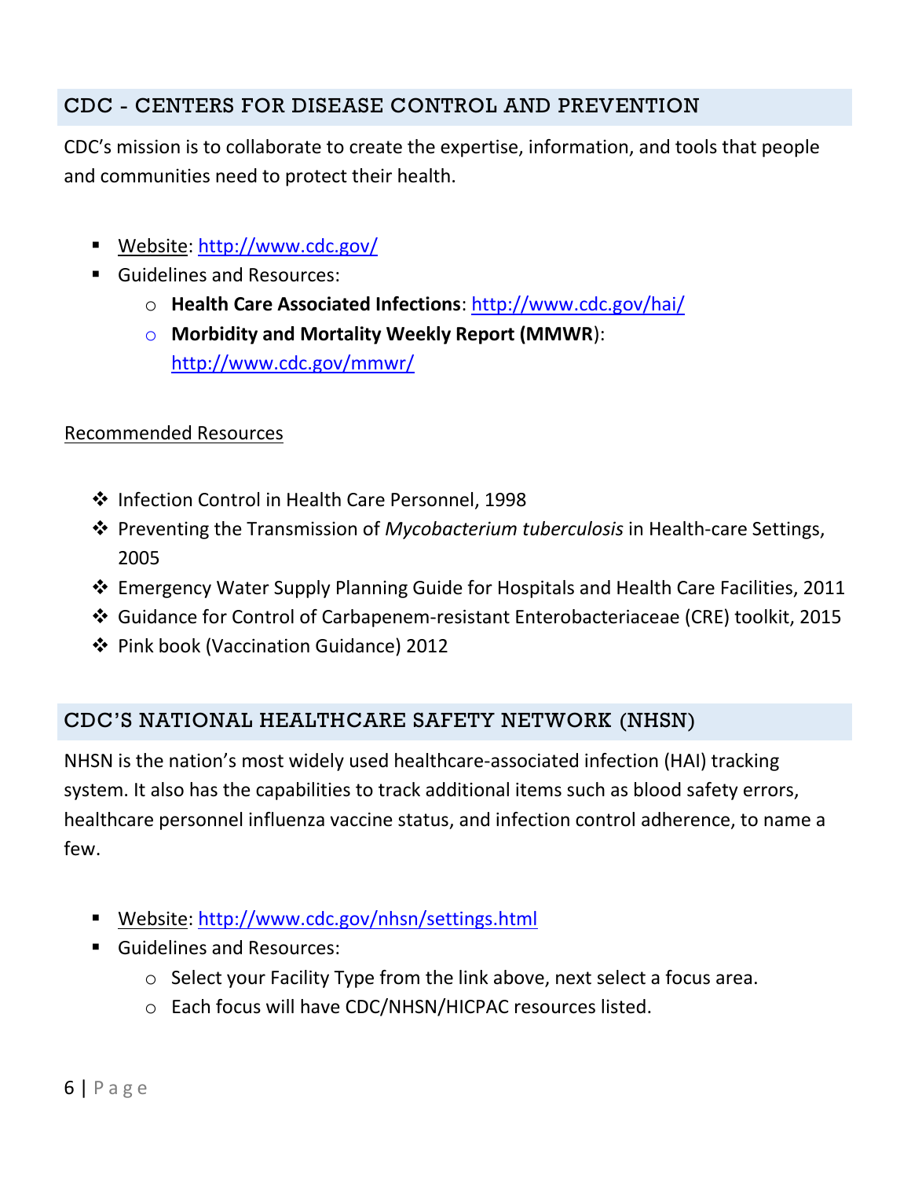## CDC - CENTERS FOR DISEASE CONTROL AND PREVENTION

CDC's mission is to collaborate to create the expertise, information, and tools that people and communities need to protect their health.

- Website: http://www.cdc.gov/
- Guidelines and Resources:
  - **Health Care Associated Infections**: http://www.cdc.gov/hai/
  - **Morbidity and Mortality Weekly Report (MMWR)**: http://www.cdc.gov/mmwr/

Recommended Resources

- Infection Control in Health Care Personnel, 1998
- Preventing the Transmission of *Mycobacterium tuberculosis* in Health-care Settings, 2005
- Emergency Water Supply Planning Guide for Hospitals and Health Care Facilities, 2011
- Guidance for Control of Carbapenem-resistant Enterobacteriaceae (CRE) toolkit, 2015
- Pink book (Vaccination Guidance) 2012

## CDC'S NATIONAL HEALTHCARE SAFETY NETWORK (NHSN)

NHSN is the nation's most widely used healthcare-associated infection (HAI) tracking system. It also has the capabilities to track additional items such as blood safety errors, healthcare personnel influenza vaccine status, and infection control adherence, to name a few.

- Website: http://www.cdc.gov/nhsn/settings.html
- Guidelines and Resources:
  - Select your Facility Type from the link above, next select a focus area.
  - Each focus will have CDC/NHSN/HICPAC resources listed.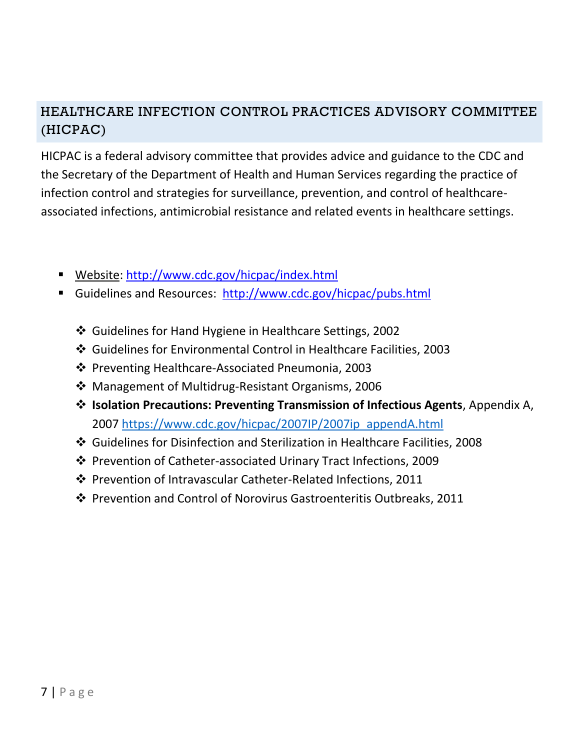## HEALTHCARE INFECTION CONTROL PRACTICES ADVISORY COMMITTEE (HICPAC)

HICPAC is a federal advisory committee that provides advice and guidance to the CDC and the Secretary of the Department of Health and Human Services regarding the practice of infection control and strategies for surveillance, prevention, and control of healthcare-associated infections, antimicrobial resistance and related events in healthcare settings.

- Website: http://www.cdc.gov/hicpac/index.html
- Guidelines and Resources: http://www.cdc.gov/hicpac/pubs.html
  - Guidelines for Hand Hygiene in Healthcare Settings, 2002
  - Guidelines for Environmental Control in Healthcare Facilities, 2003
  - Preventing Healthcare-Associated Pneumonia, 2003
  - Management of Multidrug-Resistant Organisms, 2006
  - **Isolation Precautions: Preventing Transmission of Infectious Agents**, Appendix A, 2007 https://www.cdc.gov/hicpac/2007IP/2007ip_appendA.html
  - Guidelines for Disinfection and Sterilization in Healthcare Facilities, 2008
  - Prevention of Catheter-associated Urinary Tract Infections, 2009
  - Prevention of Intravascular Catheter-Related Infections, 2011
  - Prevention and Control of Norovirus Gastroenteritis Outbreaks, 2011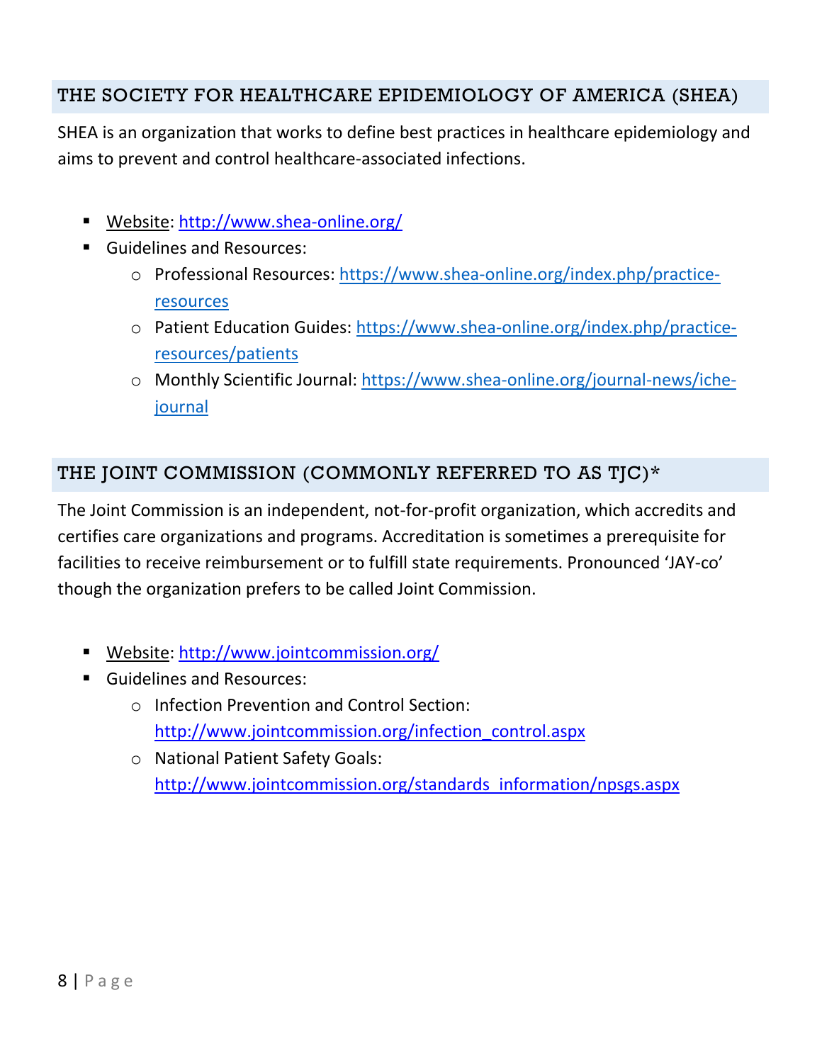## THE SOCIETY FOR HEALTHCARE EPIDEMIOLOGY OF AMERICA (SHEA)

SHEA is an organization that works to define best practices in healthcare epidemiology and aims to prevent and control healthcare-associated infections.

- Website: http://www.shea-online.org/
- Guidelines and Resources:
  - Professional Resources: https://www.shea-online.org/index.php/practice-resources
  - Patient Education Guides: https://www.shea-online.org/index.php/practice-resources/patients
  - Monthly Scientific Journal: https://www.shea-online.org/journal-news/iche-journal

## THE JOINT COMMISSION (COMMONLY REFERRED TO AS TJC)*

The Joint Commission is an independent, not-for-profit organization, which accredits and certifies care organizations and programs. Accreditation is sometimes a prerequisite for facilities to receive reimbursement or to fulfill state requirements. Pronounced 'JAY-co' though the organization prefers to be called Joint Commission.

- Website: http://www.jointcommission.org/
- Guidelines and Resources:
  - Infection Prevention and Control Section: http://www.jointcommission.org/infection_control.aspx
  - National Patient Safety Goals: http://www.jointcommission.org/standards_information/npsgs.aspx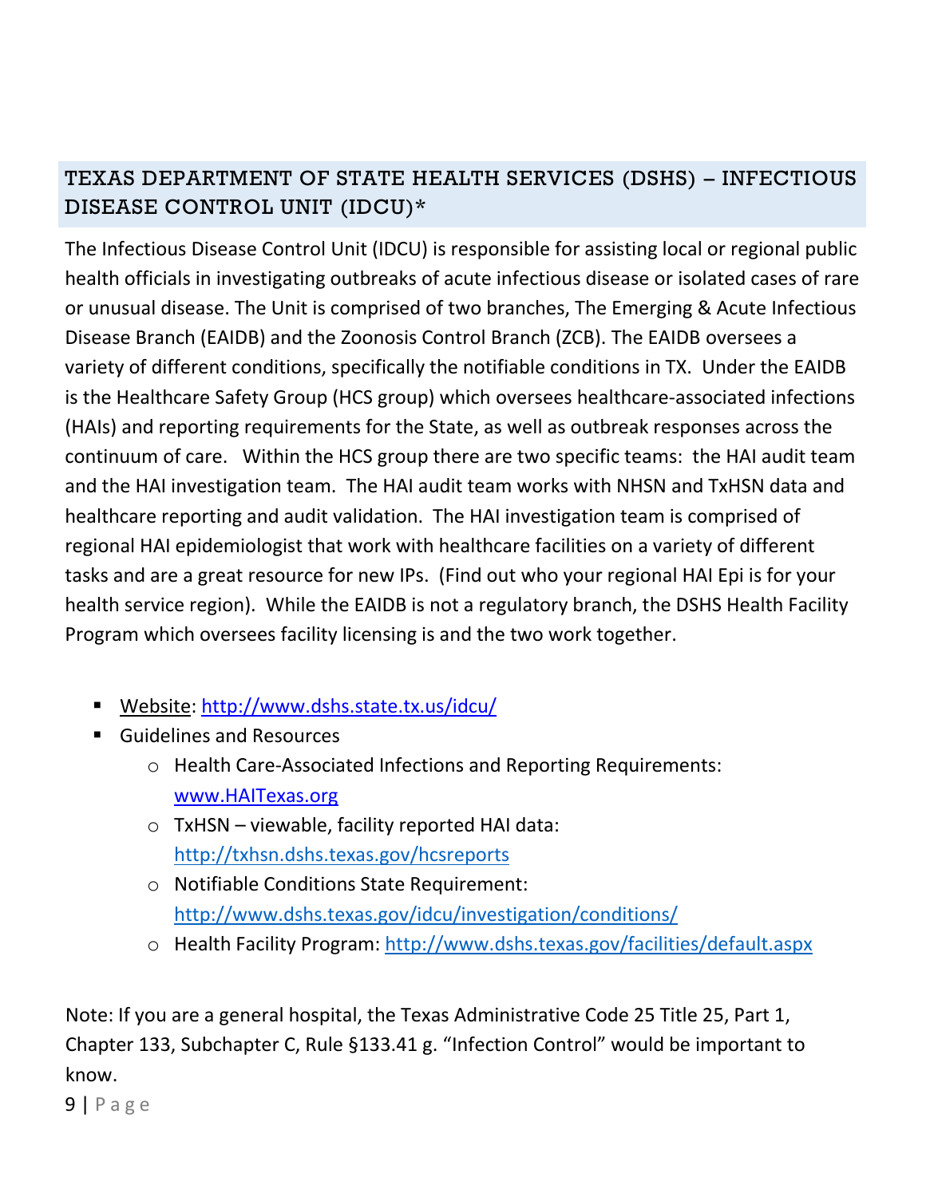## TEXAS DEPARTMENT OF STATE HEALTH SERVICES (DSHS) – INFECTIOUS DISEASE CONTROL UNIT (IDCU)*

The Infectious Disease Control Unit (IDCU) is responsible for assisting local or regional public health officials in investigating outbreaks of acute infectious disease or isolated cases of rare or unusual disease. The Unit is comprised of two branches, The Emerging & Acute Infectious Disease Branch (EAIDB) and the Zoonosis Control Branch (ZCB). The EAIDB oversees a variety of different conditions, specifically the notifiable conditions in TX. Under the EAIDB is the Healthcare Safety Group (HCS group) which oversees healthcare-associated infections (HAIs) and reporting requirements for the State, as well as outbreak responses across the continuum of care. Within the HCS group there are two specific teams: the HAI audit team and the HAI investigation team. The HAI audit team works with NHSN and TxHSN data and healthcare reporting and audit validation. The HAI investigation team is comprised of regional HAI epidemiologist that work with healthcare facilities on a variety of different tasks and are a great resource for new IPs. (Find out who your regional HAI Epi is for your health service region). While the EAIDB is not a regulatory branch, the DSHS Health Facility Program which oversees facility licensing is and the two work together.

- Website: http://www.dshs.state.tx.us/idcu/
- Guidelines and Resources
  - Health Care-Associated Infections and Reporting Requirements: www.HAITexas.org
  - TxHSN – viewable, facility reported HAI data: http://txhsn.dshs.texas.gov/hcsreports
  - Notifiable Conditions State Requirement: http://www.dshs.texas.gov/idcu/investigation/conditions/
  - Health Facility Program: http://www.dshs.texas.gov/facilities/default.aspx

Note: If you are a general hospital, the Texas Administrative Code 25 Title 25, Part 1, Chapter 133, Subchapter C, Rule §133.41 g. "Infection Control" would be important to know.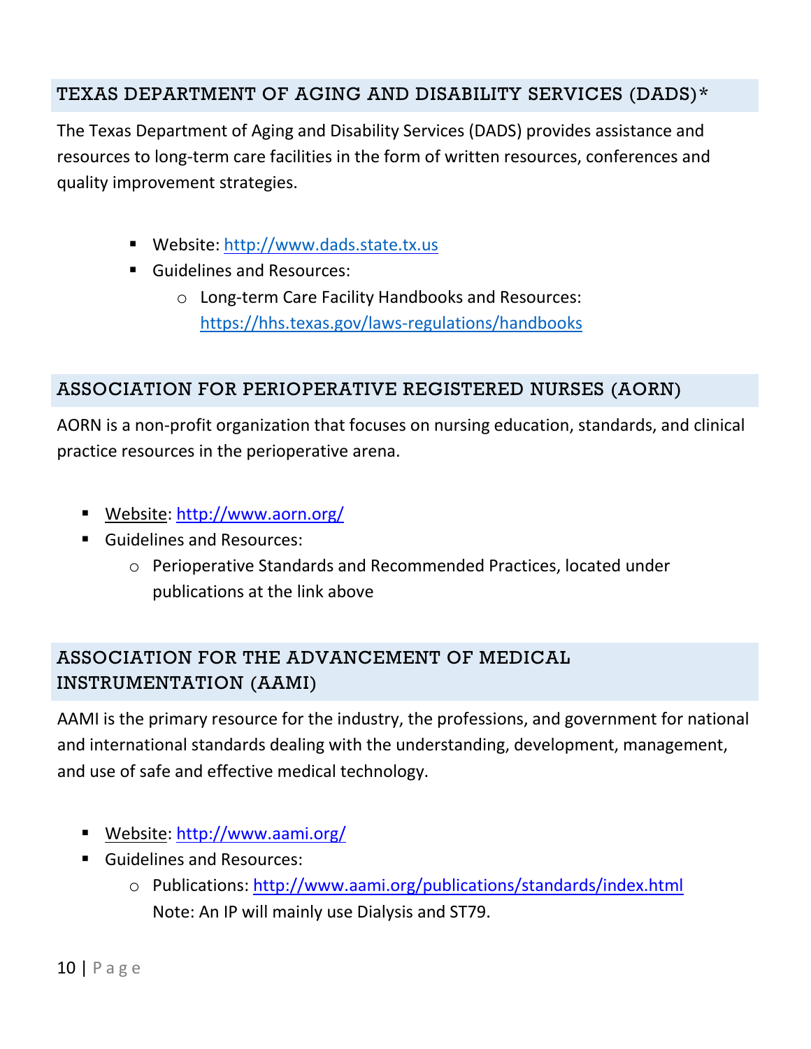## TEXAS DEPARTMENT OF AGING AND DISABILITY SERVICES (DADS)*

The Texas Department of Aging and Disability Services (DADS) provides assistance and resources to long-term care facilities in the form of written resources, conferences and quality improvement strategies.

- Website: http://www.dads.state.tx.us
- Guidelines and Resources:
  - Long-term Care Facility Handbooks and Resources: https://hhs.texas.gov/laws-regulations/handbooks

## ASSOCIATION FOR PERIOPERATIVE REGISTERED NURSES (AORN)

AORN is a non-profit organization that focuses on nursing education, standards, and clinical practice resources in the perioperative arena.

- Website: http://www.aorn.org/
- Guidelines and Resources:
  - Perioperative Standards and Recommended Practices, located under publications at the link above

## ASSOCIATION FOR THE ADVANCEMENT OF MEDICAL INSTRUMENTATION (AAMI)

AAMI is the primary resource for the industry, the professions, and government for national and international standards dealing with the understanding, development, management, and use of safe and effective medical technology.

- Website: http://www.aami.org/
- Guidelines and Resources:
  - Publications: http://www.aami.org/publications/standards/index.html
    Note: An IP will mainly use Dialysis and ST79.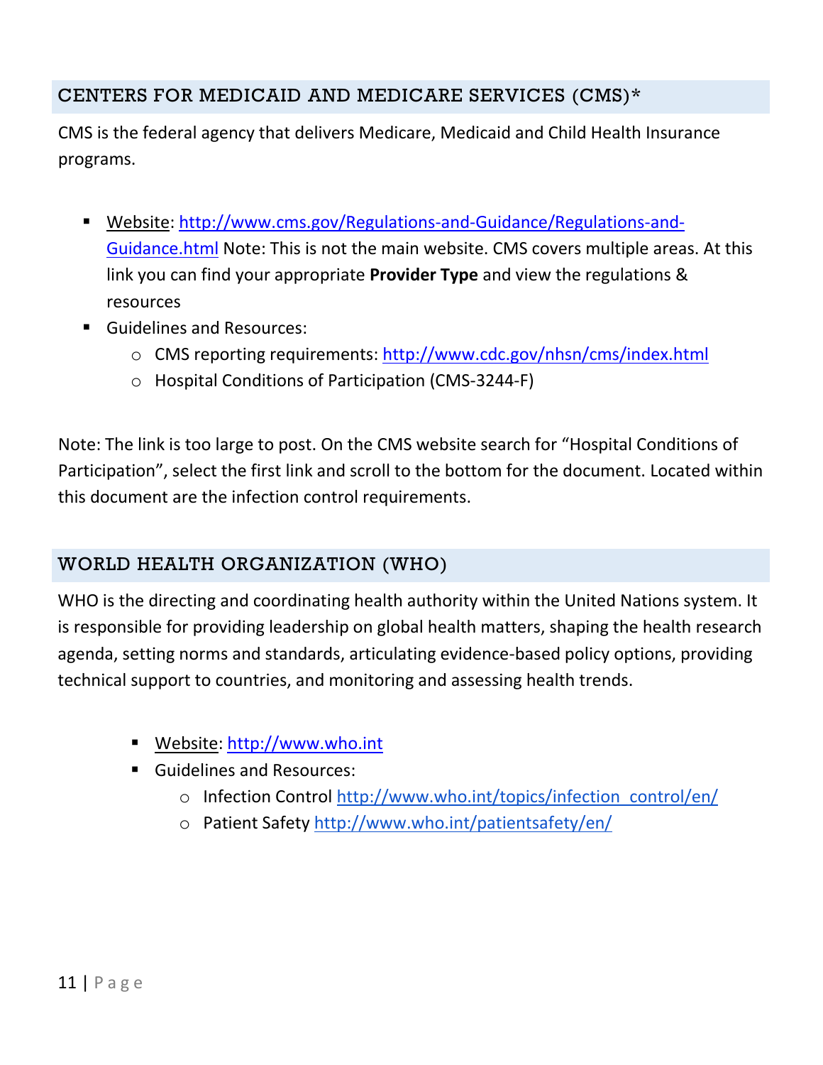## CENTERS FOR MEDICAID AND MEDICARE SERVICES (CMS)*

CMS is the federal agency that delivers Medicare, Medicaid and Child Health Insurance programs.

- Website: http://www.cms.gov/Regulations-and-Guidance/Regulations-and-Guidance.html Note: This is not the main website. CMS covers multiple areas. At this link you can find your appropriate **Provider Type** and view the regulations & resources
- Guidelines and Resources:
    - CMS reporting requirements: http://www.cdc.gov/nhsn/cms/index.html
    - Hospital Conditions of Participation (CMS-3244-F)

Note: The link is too large to post. On the CMS website search for "Hospital Conditions of Participation", select the first link and scroll to the bottom for the document. Located within this document are the infection control requirements.

## WORLD HEALTH ORGANIZATION (WHO)

WHO is the directing and coordinating health authority within the United Nations system. It is responsible for providing leadership on global health matters, shaping the health research agenda, setting norms and standards, articulating evidence-based policy options, providing technical support to countries, and monitoring and assessing health trends.

- Website: http://www.who.int
- Guidelines and Resources:
    - Infection Control http://www.who.int/topics/infection_control/en/
    - Patient Safety http://www.who.int/patientsafety/en/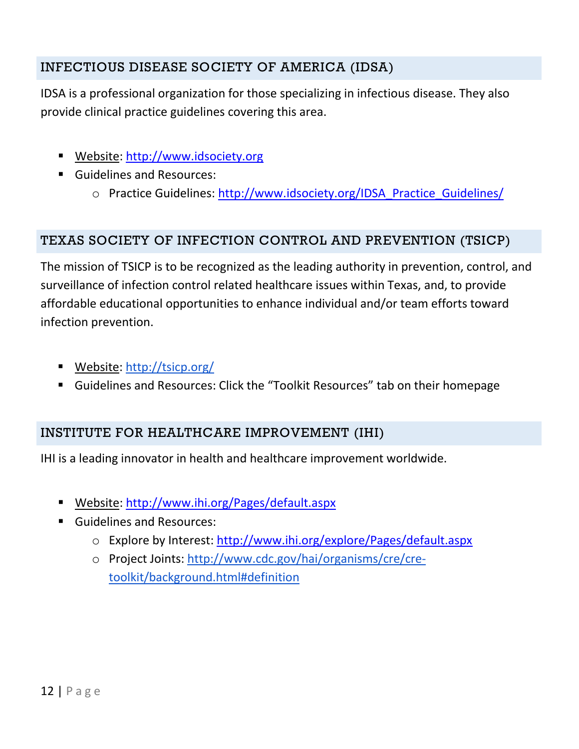## INFECTIOUS DISEASE SOCIETY OF AMERICA (IDSA)

IDSA is a professional organization for those specializing in infectious disease. They also provide clinical practice guidelines covering this area.

- Website: http://www.idsociety.org
- Guidelines and Resources:
    - Practice Guidelines: http://www.idsociety.org/IDSA_Practice_Guidelines/

## TEXAS SOCIETY OF INFECTION CONTROL AND PREVENTION (TSICP)

The mission of TSICP is to be recognized as the leading authority in prevention, control, and surveillance of infection control related healthcare issues within Texas, and, to provide affordable educational opportunities to enhance individual and/or team efforts toward infection prevention.

- Website: http://tsicp.org/
- Guidelines and Resources: Click the "Toolkit Resources" tab on their homepage

## INSTITUTE FOR HEALTHCARE IMPROVEMENT (IHI)

IHI is a leading innovator in health and healthcare improvement worldwide.

- Website: http://www.ihi.org/Pages/default.aspx
- Guidelines and Resources:
    - Explore by Interest: http://www.ihi.org/explore/Pages/default.aspx
    - Project Joints: http://www.cdc.gov/hai/organisms/cre/cre-toolkit/background.html#definition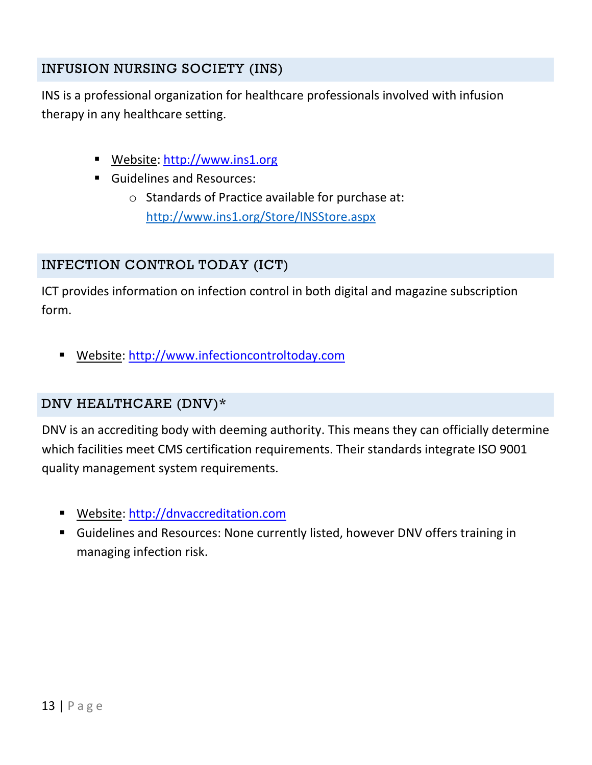## INFUSION NURSING SOCIETY (INS)

INS is a professional organization for healthcare professionals involved with infusion therapy in any healthcare setting.

- Website: http://www.ins1.org
- Guidelines and Resources:
    - Standards of Practice available for purchase at: http://www.ins1.org/Store/INSStore.aspx

## INFECTION CONTROL TODAY (ICT)

ICT provides information on infection control in both digital and magazine subscription form.

- Website: http://www.infectioncontroltoday.com

## DNV HEALTHCARE (DNV)*

DNV is an accrediting body with deeming authority. This means they can officially determine which facilities meet CMS certification requirements. Their standards integrate ISO 9001 quality management system requirements.

- Website: http://dnvaccreditation.com
- Guidelines and Resources: None currently listed, however DNV offers training in managing infection risk.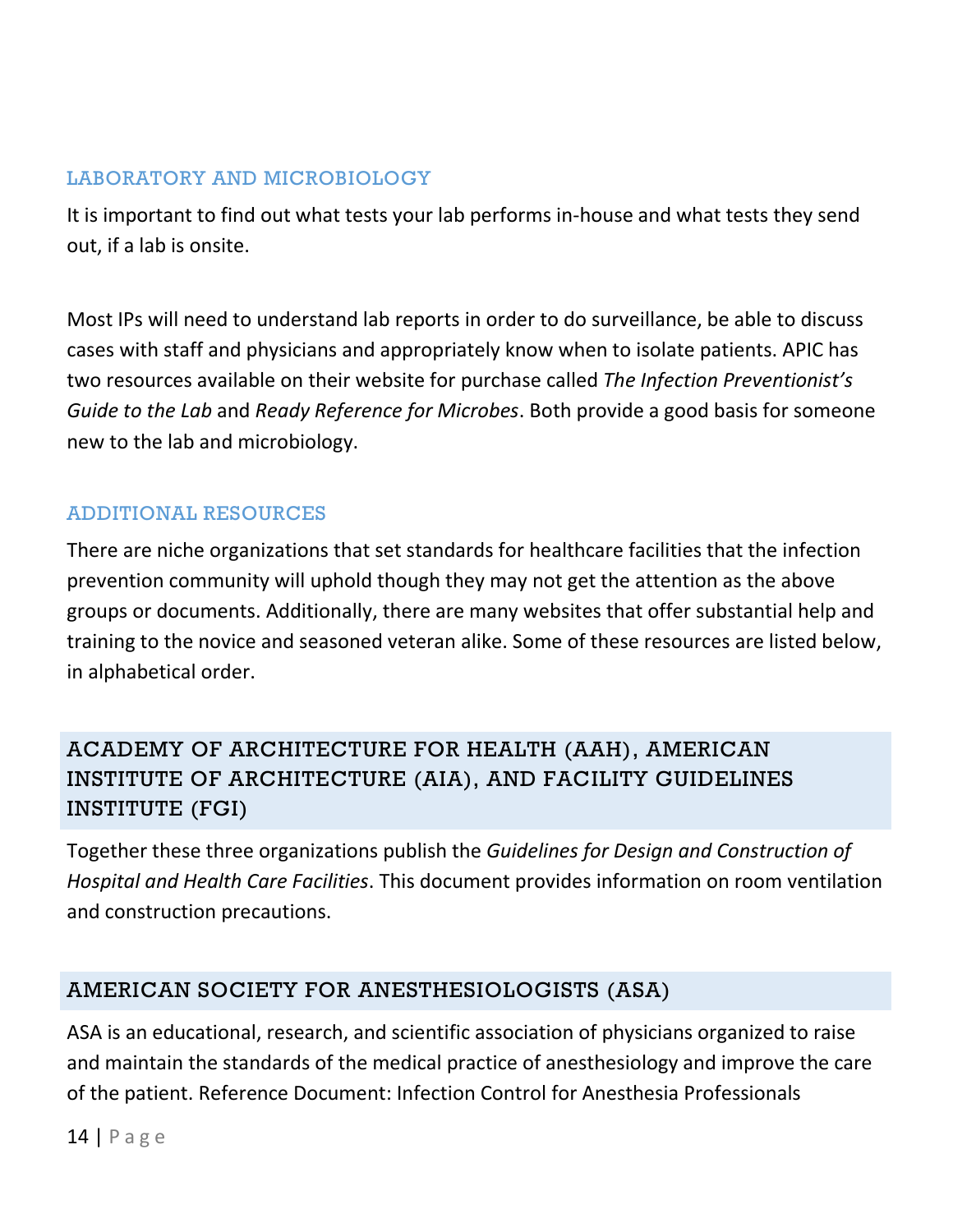## LABORATORY AND MICROBIOLOGY

It is important to find out what tests your lab performs in-house and what tests they send out, if a lab is onsite.

Most IPs will need to understand lab reports in order to do surveillance, be able to discuss cases with staff and physicians and appropriately know when to isolate patients. APIC has two resources available on their website for purchase called *The Infection Preventionist's Guide to the Lab* and *Ready Reference for Microbes*. Both provide a good basis for someone new to the lab and microbiology.

## ADDITIONAL RESOURCES

There are niche organizations that set standards for healthcare facilities that the infection prevention community will uphold though they may not get the attention as the above groups or documents. Additionally, there are many websites that offer substantial help and training to the novice and seasoned veteran alike. Some of these resources are listed below, in alphabetical order.

### ACADEMY OF ARCHITECTURE FOR HEALTH (AAH), AMERICAN INSTITUTE OF ARCHITECTURE (AIA), AND FACILITY GUIDELINES INSTITUTE (FGI)

Together these three organizations publish the *Guidelines for Design and Construction of Hospital and Health Care Facilities*. This document provides information on room ventilation and construction precautions.

### AMERICAN SOCIETY FOR ANESTHESIOLOGISTS (ASA)

ASA is an educational, research, and scientific association of physicians organized to raise and maintain the standards of the medical practice of anesthesiology and improve the care of the patient. Reference Document: Infection Control for Anesthesia Professionals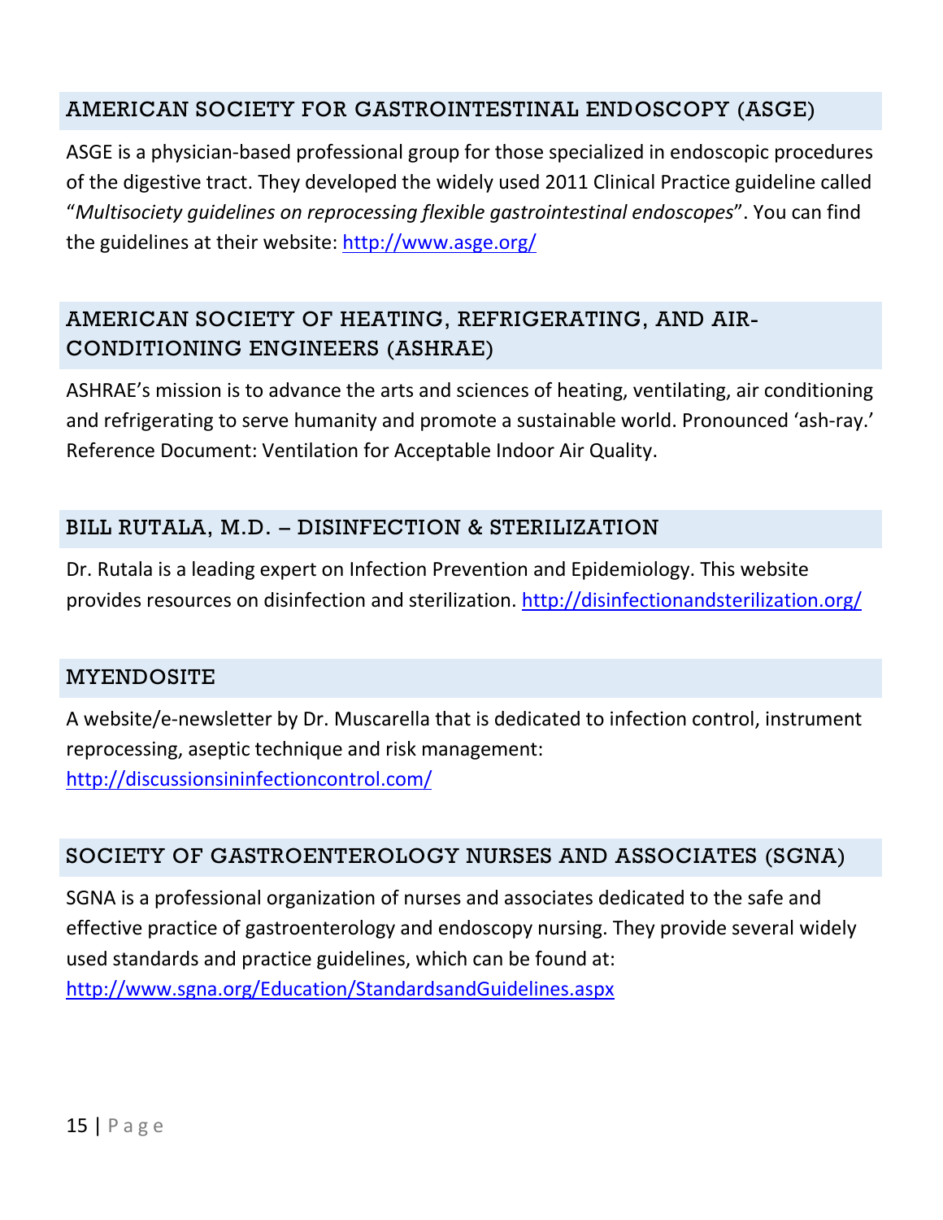## AMERICAN SOCIETY FOR GASTROINTESTINAL ENDOSCOPY (ASGE)

ASGE is a physician-based professional group for those specialized in endoscopic procedures of the digestive tract. They developed the widely used 2011 Clinical Practice guideline called "*Multisociety guidelines on reprocessing flexible gastrointestinal endoscopes*". You can find the guidelines at their website: http://www.asge.org/

## AMERICAN SOCIETY OF HEATING, REFRIGERATING, AND AIR-CONDITIONING ENGINEERS (ASHRAE)

ASHRAE's mission is to advance the arts and sciences of heating, ventilating, air conditioning and refrigerating to serve humanity and promote a sustainable world. Pronounced 'ash-ray.' Reference Document: Ventilation for Acceptable Indoor Air Quality.

## BILL RUTALA, M.D. – DISINFECTION & STERILIZATION

Dr. Rutala is a leading expert on Infection Prevention and Epidemiology. This website provides resources on disinfection and sterilization. http://disinfectionandsterilization.org/

## MYENDOSITE

A website/e-newsletter by Dr. Muscarella that is dedicated to infection control, instrument reprocessing, aseptic technique and risk management: http://discussionsininfectioncontrol.com/

## SOCIETY OF GASTROENTEROLOGY NURSES AND ASSOCIATES (SGNA)

SGNA is a professional organization of nurses and associates dedicated to the safe and effective practice of gastroenterology and endoscopy nursing. They provide several widely used standards and practice guidelines, which can be found at: http://www.sgna.org/Education/StandardsandGuidelines.aspx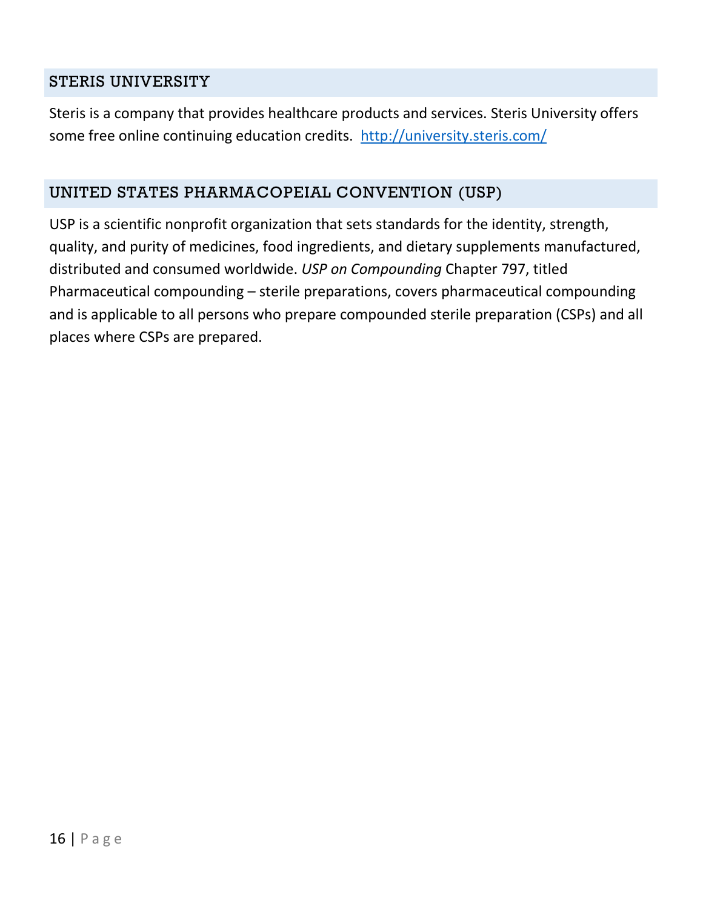## STERIS UNIVERSITY

Steris is a company that provides healthcare products and services. Steris University offers some free online continuing education credits. [http://university.steris.com/](http://university.steris.com/)

## UNITED STATES PHARMACOPEIAL CONVENTION (USP)

USP is a scientific nonprofit organization that sets standards for the identity, strength, quality, and purity of medicines, food ingredients, and dietary supplements manufactured, distributed and consumed worldwide. *USP on Compounding* Chapter 797, titled Pharmaceutical compounding – sterile preparations, covers pharmaceutical compounding and is applicable to all persons who prepare compounded sterile preparation (CSPs) and all places where CSPs are prepared.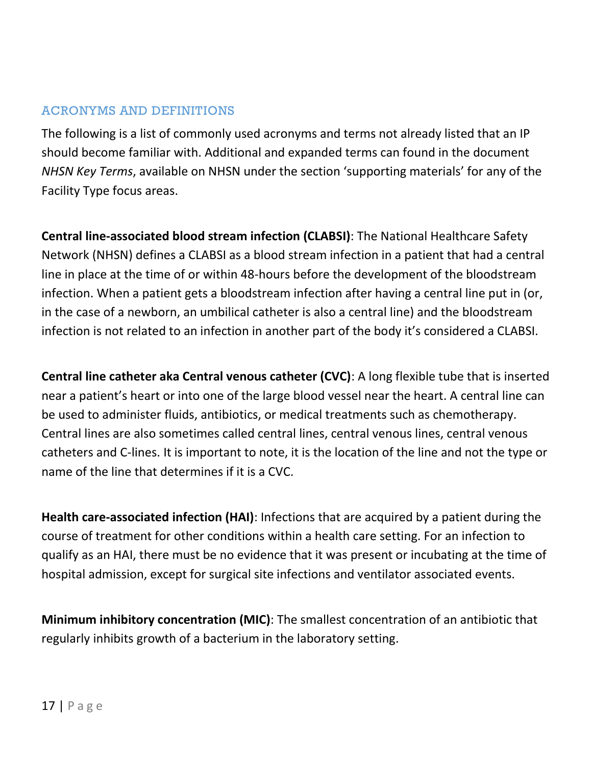## ACRONYMS AND DEFINITIONS

The following is a list of commonly used acronyms and terms not already listed that an IP should become familiar with. Additional and expanded terms can found in the document *NHSN Key Terms*, available on NHSN under the section 'supporting materials' for any of the Facility Type focus areas.

**Central line-associated blood stream infection (CLABSI)**: The National Healthcare Safety Network (NHSN) defines a CLABSI as a blood stream infection in a patient that had a central line in place at the time of or within 48-hours before the development of the bloodstream infection. When a patient gets a bloodstream infection after having a central line put in (or, in the case of a newborn, an umbilical catheter is also a central line) and the bloodstream infection is not related to an infection in another part of the body it's considered a CLABSI.

**Central line catheter aka Central venous catheter (CVC)**: A long flexible tube that is inserted near a patient's heart or into one of the large blood vessel near the heart. A central line can be used to administer fluids, antibiotics, or medical treatments such as chemotherapy. Central lines are also sometimes called central lines, central venous lines, central venous catheters and C-lines. It is important to note, it is the location of the line and not the type or name of the line that determines if it is a CVC.

**Health care-associated infection (HAI)**: Infections that are acquired by a patient during the course of treatment for other conditions within a health care setting. For an infection to qualify as an HAI, there must be no evidence that it was present or incubating at the time of hospital admission, except for surgical site infections and ventilator associated events.

**Minimum inhibitory concentration (MIC)**: The smallest concentration of an antibiotic that regularly inhibits growth of a bacterium in the laboratory setting.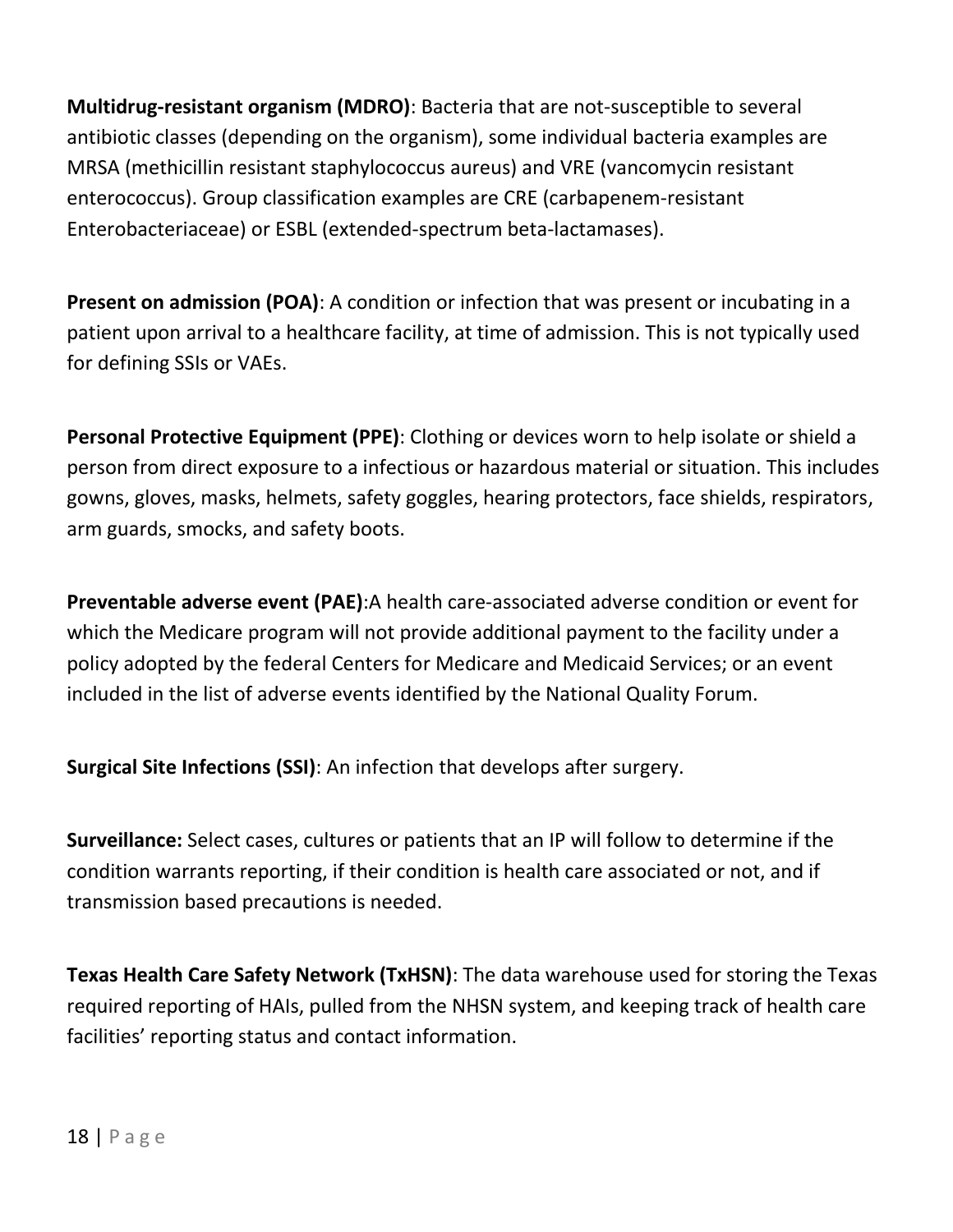**Multidrug-resistant organism (MDRO)**: Bacteria that are not-susceptible to several antibiotic classes (depending on the organism), some individual bacteria examples are MRSA (methicillin resistant staphylococcus aureus) and VRE (vancomycin resistant enterococcus). Group classification examples are CRE (carbapenem-resistant Enterobacteriaceae) or ESBL (extended-spectrum beta-lactamases).

**Present on admission (POA)**: A condition or infection that was present or incubating in a patient upon arrival to a healthcare facility, at time of admission. This is not typically used for defining SSIs or VAEs.

**Personal Protective Equipment (PPE)**: Clothing or devices worn to help isolate or shield a person from direct exposure to a infectious or hazardous material or situation. This includes gowns, gloves, masks, helmets, safety goggles, hearing protectors, face shields, respirators, arm guards, smocks, and safety boots.

**Preventable adverse event (PAE)**:A health care-associated adverse condition or event for which the Medicare program will not provide additional payment to the facility under a policy adopted by the federal Centers for Medicare and Medicaid Services; or an event included in the list of adverse events identified by the National Quality Forum.

**Surgical Site Infections (SSI)**: An infection that develops after surgery.

**Surveillance:** Select cases, cultures or patients that an IP will follow to determine if the condition warrants reporting, if their condition is health care associated or not, and if transmission based precautions is needed.

**Texas Health Care Safety Network (TxHSN)**: The data warehouse used for storing the Texas required reporting of HAIs, pulled from the NHSN system, and keeping track of health care facilities' reporting status and contact information.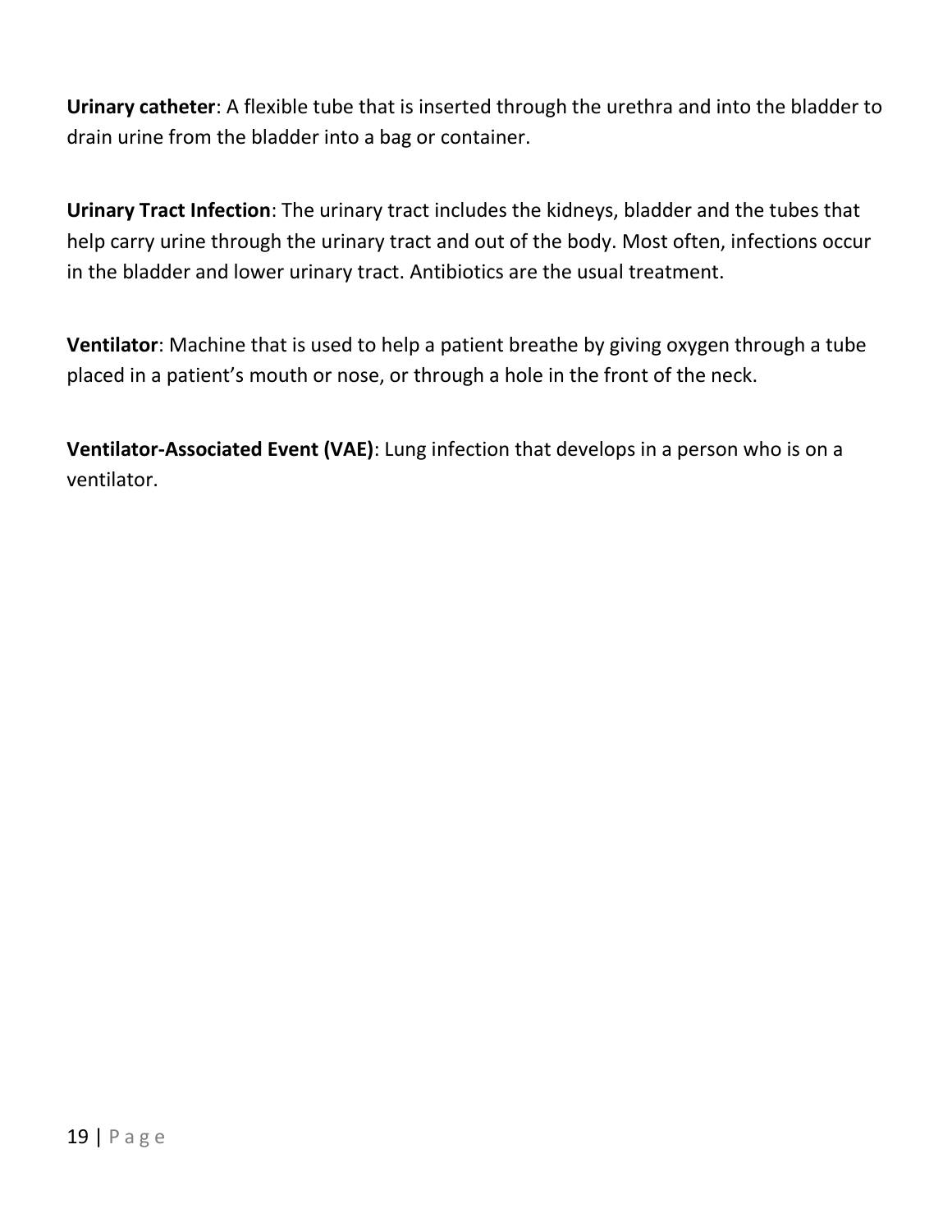**Urinary catheter**: A flexible tube that is inserted through the urethra and into the bladder to drain urine from the bladder into a bag or container.

**Urinary Tract Infection**: The urinary tract includes the kidneys, bladder and the tubes that help carry urine through the urinary tract and out of the body. Most often, infections occur in the bladder and lower urinary tract. Antibiotics are the usual treatment.

**Ventilator**: Machine that is used to help a patient breathe by giving oxygen through a tube placed in a patient's mouth or nose, or through a hole in the front of the neck.

**Ventilator-Associated Event (VAE)**: Lung infection that develops in a person who is on a ventilator.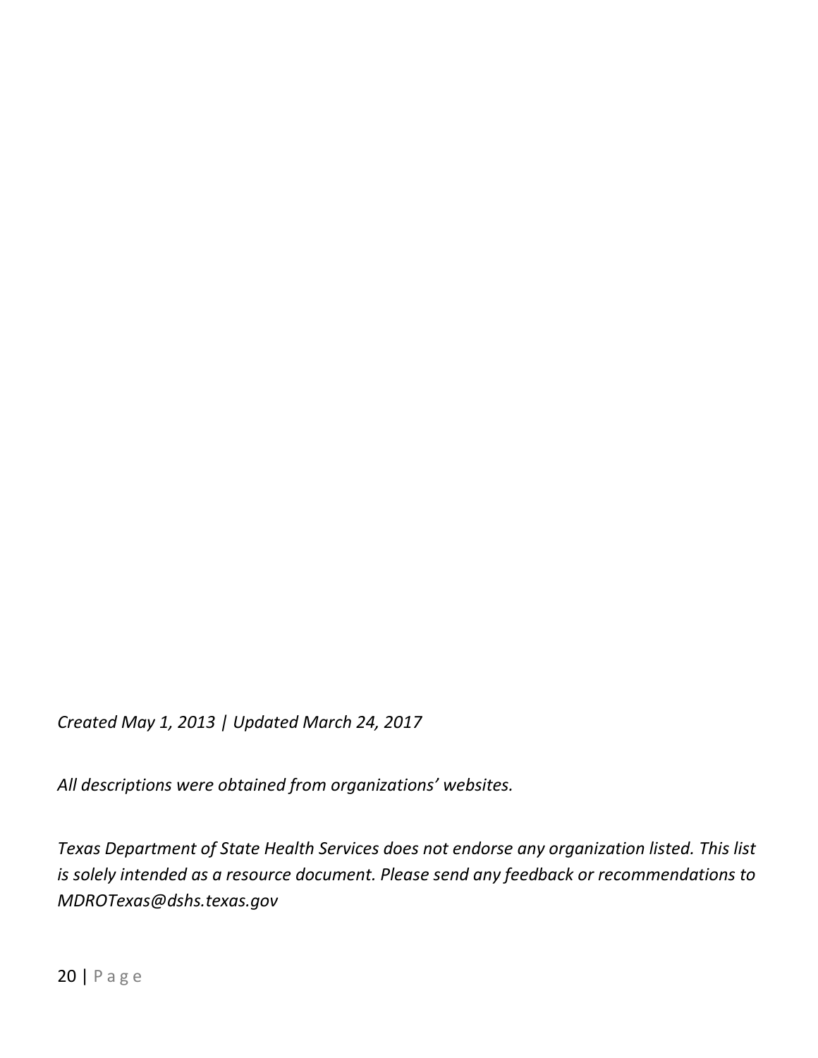*Created May 1, 2013 | Updated March 24, 2017*

*All descriptions were obtained from organizations' websites.*

*Texas Department of State Health Services does not endorse any organization listed. This list is solely intended as a resource document. Please send any feedback or recommendations to MDROTexas@dshs.texas.gov*